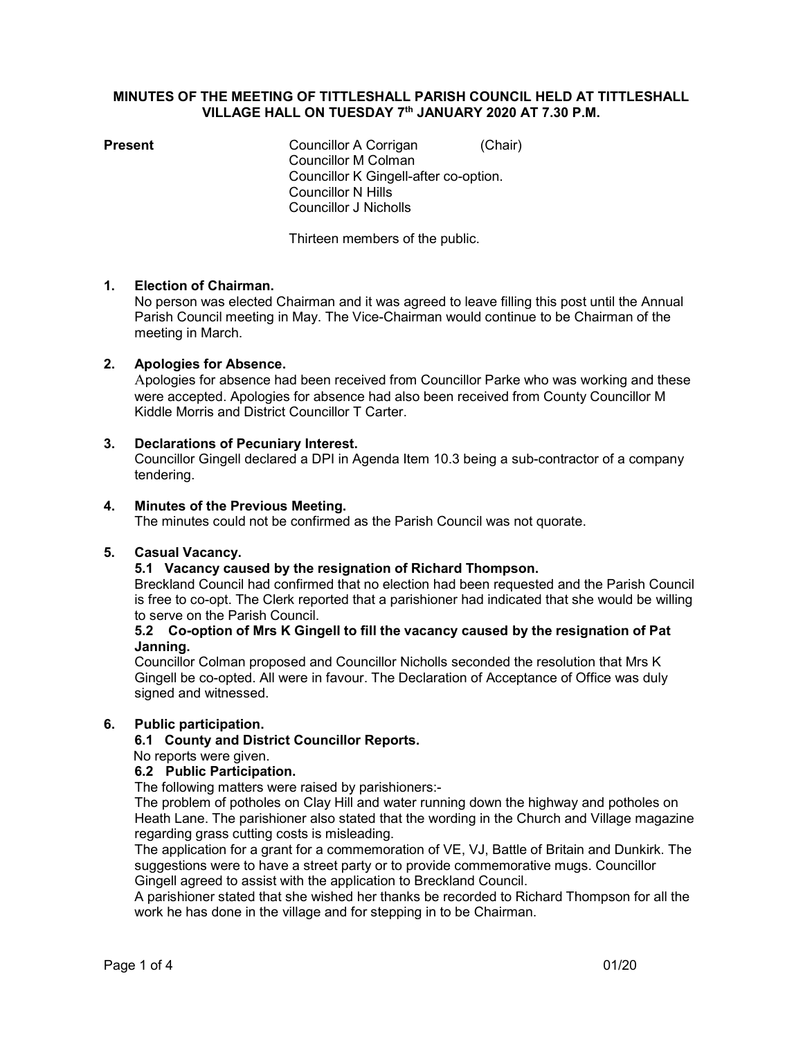# MINUTES OF THE MEETING OF TITTLESHALL PARISH COUNCIL HELD AT TITTLESHALL VILLAGE HALL ON TUESDAY 7th JANUARY 2020 AT 7.30 P.M.

**Present**

Councillor A Corrigan (Chair)
Councillor M Colman
Councillor K Gingell-after co-option.
Councillor N Hills
Councillor J Nicholls

Thirteen members of the public.

## 1. Election of Chairman.

No person was elected Chairman and it was agreed to leave filling this post until the Annual Parish Council meeting in May. The Vice-Chairman would continue to be Chairman of the meeting in March.

## 2. Apologies for Absence.

Apologies for absence had been received from Councillor Parke who was working and these were accepted. Apologies for absence had also been received from County Councillor M Kiddle Morris and District Councillor T Carter.

## 3. Declarations of Pecuniary Interest.

Councillor Gingell declared a DPI in Agenda Item 10.3 being a sub-contractor of a company tendering.

## 4. Minutes of the Previous Meeting.

The minutes could not be confirmed as the Parish Council was not quorate.

## 5. Casual Vacancy.

### 5.1 Vacancy caused by the resignation of Richard Thompson.

Breckland Council had confirmed that no election had been requested and the Parish Council is free to co-opt. The Clerk reported that a parishioner had indicated that she would be willing to serve on the Parish Council.

### 5.2 Co-option of Mrs K Gingell to fill the vacancy caused by the resignation of Pat Janning.

Councillor Colman proposed and Councillor Nicholls seconded the resolution that Mrs K Gingell be co-opted. All were in favour. The Declaration of Acceptance of Office was duly signed and witnessed.

## 6. Public participation.

### 6.1 County and District Councillor Reports.

No reports were given.

### 6.2 Public Participation.

The following matters were raised by parishioners:-

The problem of potholes on Clay Hill and water running down the highway and potholes on Heath Lane. The parishioner also stated that the wording in the Church and Village magazine regarding grass cutting costs is misleading.

The application for a grant for a commemoration of VE, VJ, Battle of Britain and Dunkirk. The suggestions were to have a street party or to provide commemorative mugs. Councillor Gingell agreed to assist with the application to Breckland Council.

A parishioner stated that she wished her thanks be recorded to Richard Thompson for all the work he has done in the village and for stepping in to be Chairman.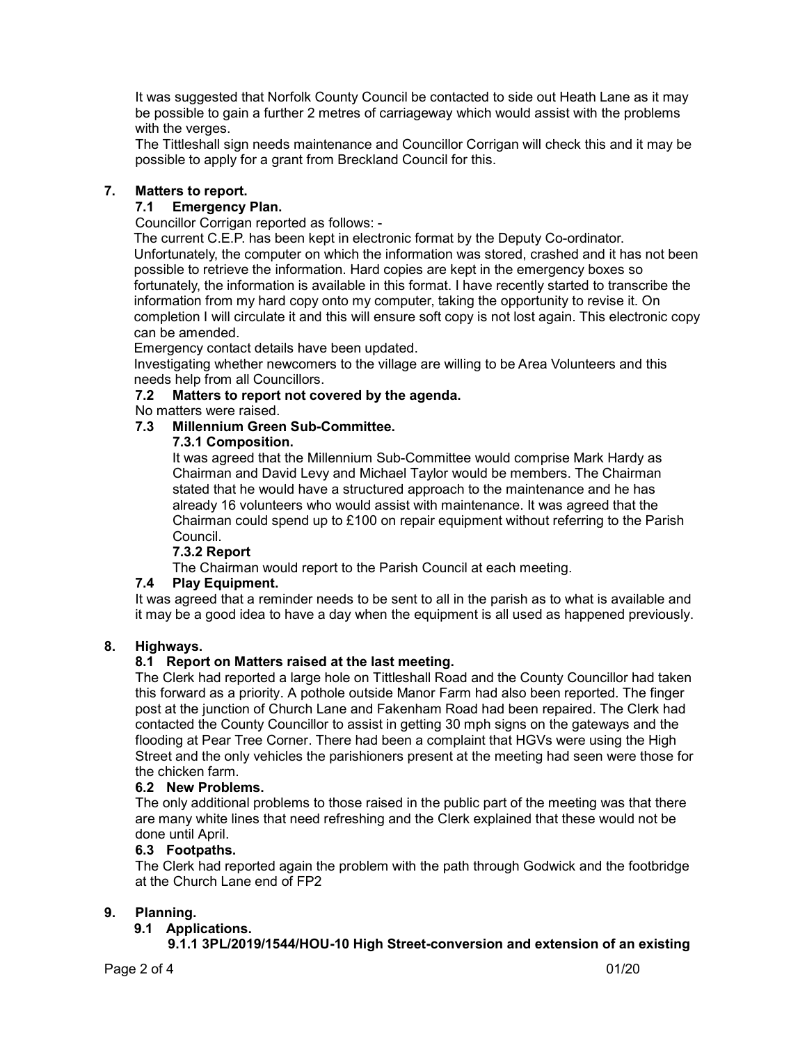It was suggested that Norfolk County Council be contacted to side out Heath Lane as it may be possible to gain a further 2 metres of carriageway which would assist with the problems with the verges.

The Tittleshall sign needs maintenance and Councillor Corrigan will check this and it may be possible to apply for a grant from Breckland Council for this.

## 7. Matters to report.

### 7.1 Emergency Plan.

Councillor Corrigan reported as follows: -

The current C.E.P. has been kept in electronic format by the Deputy Co-ordinator. Unfortunately, the computer on which the information was stored, crashed and it has not been possible to retrieve the information. Hard copies are kept in the emergency boxes so fortunately, the information is available in this format. I have recently started to transcribe the information from my hard copy onto my computer, taking the opportunity to revise it. On completion I will circulate it and this will ensure soft copy is not lost again. This electronic copy can be amended.

Emergency contact details have been updated.

Investigating whether newcomers to the village are willing to be Area Volunteers and this needs help from all Councillors.

### 7.2 Matters to report not covered by the agenda.

No matters were raised.

### 7.3 Millennium Green Sub-Committee.

#### 7.3.1 Composition.

It was agreed that the Millennium Sub-Committee would comprise Mark Hardy as Chairman and David Levy and Michael Taylor would be members. The Chairman stated that he would have a structured approach to the maintenance and he has already 16 volunteers who would assist with maintenance. It was agreed that the Chairman could spend up to £100 on repair equipment without referring to the Parish Council.

#### 7.3.2 Report

The Chairman would report to the Parish Council at each meeting.

### 7.4 Play Equipment.

It was agreed that a reminder needs to be sent to all in the parish as to what is available and it may be a good idea to have a day when the equipment is all used as happened previously.

## 8. Highways.

### 8.1 Report on Matters raised at the last meeting.

The Clerk had reported a large hole on Tittleshall Road and the County Councillor had taken this forward as a priority. A pothole outside Manor Farm had also been reported. The finger post at the junction of Church Lane and Fakenham Road had been repaired. The Clerk had contacted the County Councillor to assist in getting 30 mph signs on the gateways and the flooding at Pear Tree Corner. There had been a complaint that HGVs were using the High Street and the only vehicles the parishioners present at the meeting had seen were those for the chicken farm.

### 6.2 New Problems.

The only additional problems to those raised in the public part of the meeting was that there are many white lines that need refreshing and the Clerk explained that these would not be done until April.

### 6.3 Footpaths.

The Clerk had reported again the problem with the path through Godwick and the footbridge at the Church Lane end of FP2

## 9. Planning.

### 9.1 Applications.

**9.1.1 3PL/2019/1544/HOU-10 High Street-conversion and extension of an existing**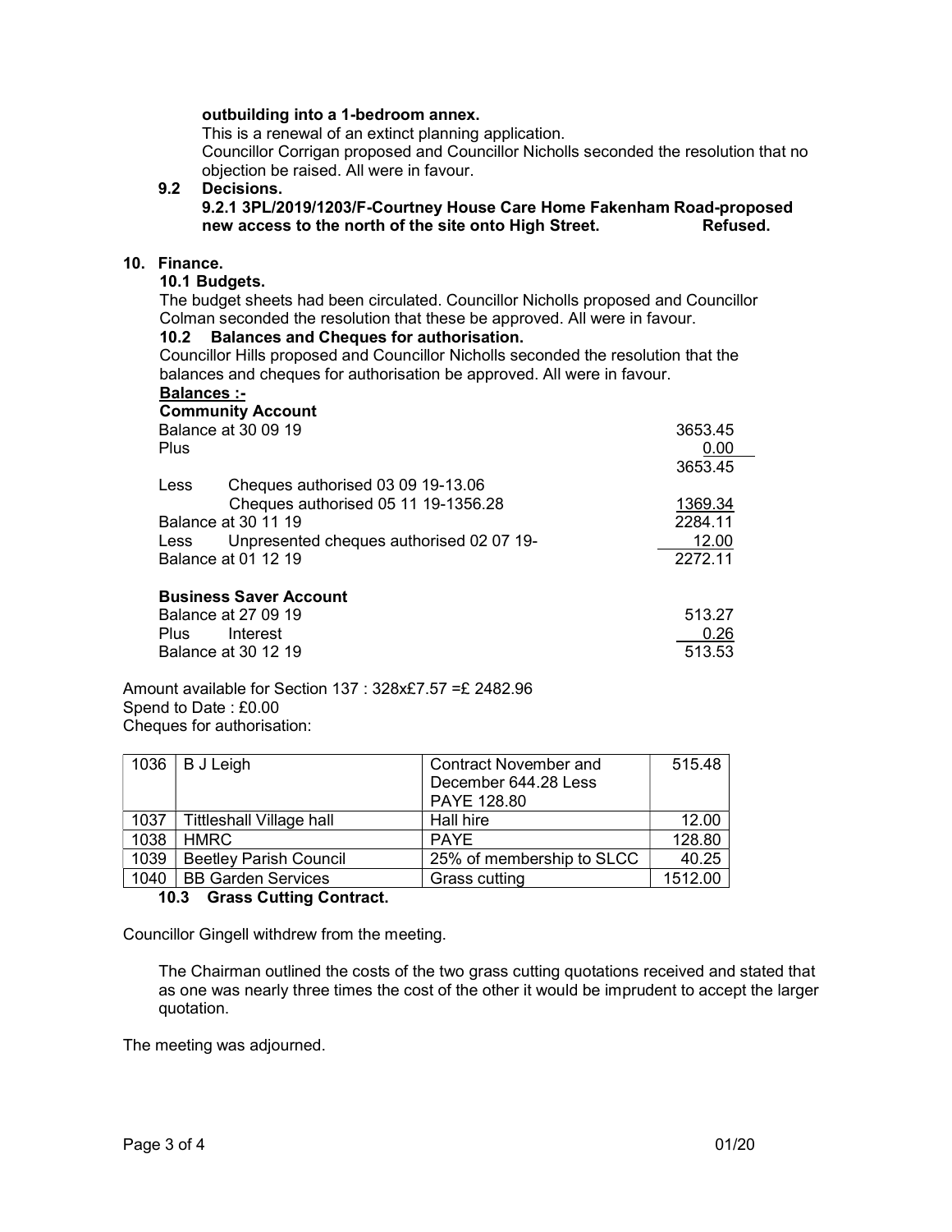**outbuilding into a 1-bedroom annex.**

This is a renewal of an extinct planning application.

Councillor Corrigan proposed and Councillor Nicholls seconded the resolution that no objection be raised. All were in favour.

**9.2 Decisions.**

**9.2.1 3PL/2019/1203/F-Courtney House Care Home Fakenham Road-proposed new access to the north of the site onto High Street. Refused.**

## 10. Finance.

### 10.1 Budgets.

The budget sheets had been circulated. Councillor Nicholls proposed and Councillor Colman seconded the resolution that these be approved. All were in favour.

### 10.2 Balances and Cheques for authorisation.

Councillor Hills proposed and Councillor Nicholls seconded the resolution that the balances and cheques for authorisation be approved. All were in favour.

**Balances :-**

**Community Account**

| | | |
|---|---|---|
| Balance at 30 09 19 | | 3653.45 |
| Plus | | 0.00 |
| | | 3653.45 |
| Less | Cheques authorised 03 09 19-13.06 | |
| | Cheques authorised 05 11 19-1356.28 | 1369.34 |
| Balance at 30 11 19 | | 2284.11 |
| Less | Unpresented cheques authorised 02 07 19- | 12.00 |
| Balance at 01 12 19 | | 2272.11 |

**Business Saver Account**

| | | |
|---|---|---|
| Balance at 27 09 19 | | 513.27 |
| Plus | Interest | 0.26 |
| Balance at 30 12 19 | | 513.53 |

Amount available for Section 137 : 328x£7.57 =£ 2482.96

Spend to Date : £0.00

Cheques for authorisation:

| | | | |
|---|---|---|---|
| 1036 | B J Leigh | Contract November and December 644.28 Less PAYE 128.80 | 515.48 |
| 1037 | Tittleshall Village hall | Hall hire | 12.00 |
| 1038 | HMRC | PAYE | 128.80 |
| 1039 | Beetley Parish Council | 25% of membership to SLCC | 40.25 |
| 1040 | BB Garden Services | Grass cutting | 1512.00 |

### 10.3 Grass Cutting Contract.

Councillor Gingell withdrew from the meeting.

The Chairman outlined the costs of the two grass cutting quotations received and stated that as one was nearly three times the cost of the other it would be imprudent to accept the larger quotation.

The meeting was adjourned.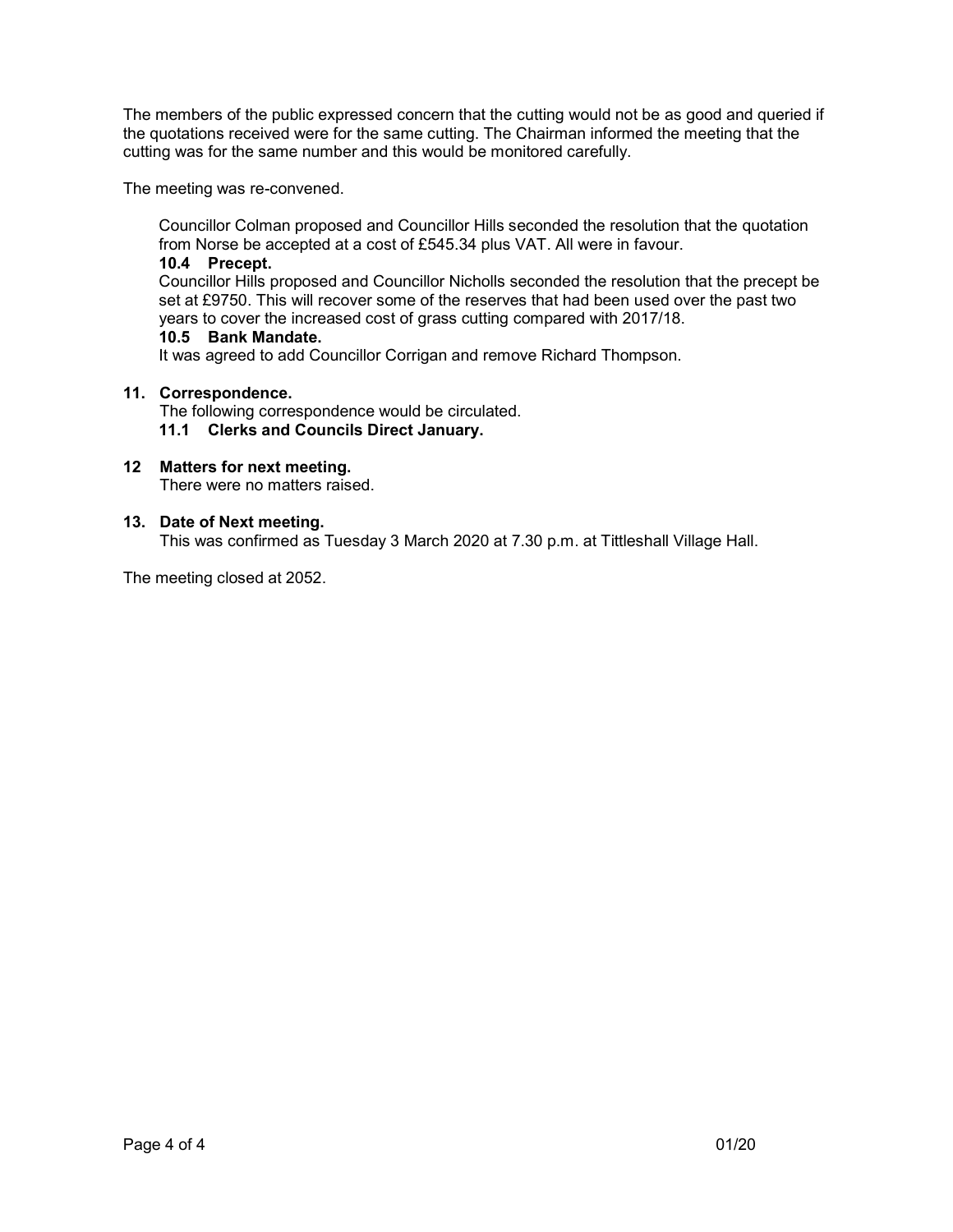The members of the public expressed concern that the cutting would not be as good and queried if the quotations received were for the same cutting. The Chairman informed the meeting that the cutting was for the same number and this would be monitored carefully.

The meeting was re-convened.

Councillor Colman proposed and Councillor Hills seconded the resolution that the quotation from Norse be accepted at a cost of £545.34 plus VAT. All were in favour.

**10.4 Precept.**

Councillor Hills proposed and Councillor Nicholls seconded the resolution that the precept be set at £9750. This will recover some of the reserves that had been used over the past two years to cover the increased cost of grass cutting compared with 2017/18.

**10.5 Bank Mandate.**

It was agreed to add Councillor Corrigan and remove Richard Thompson.

**11. Correspondence.**

The following correspondence would be circulated.

**11.1 Clerks and Councils Direct January.**

**12 Matters for next meeting.**

There were no matters raised.

**13. Date of Next meeting.**

This was confirmed as Tuesday 3 March 2020 at 7.30 p.m. at Tittleshall Village Hall.

The meeting closed at 2052.